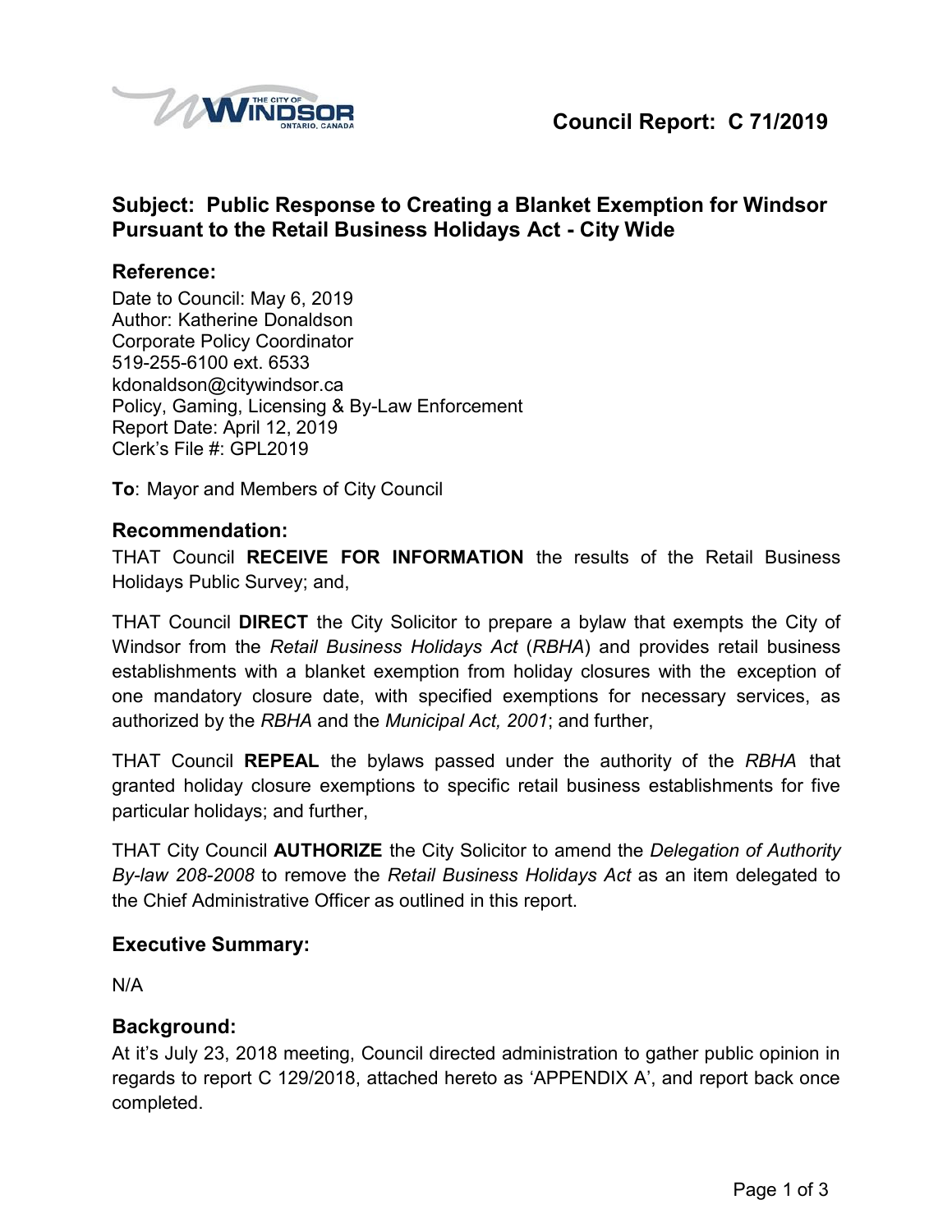# Council Report: C 71/2019

## Subject: Public Response to Creating a Blanket Exemption for Windsor Pursuant to the Retail Business Holidays Act - City Wide

### Reference:

Date to Council: May 6, 2019
Author: Katherine Donaldson
Corporate Policy Coordinator
519-255-6100 ext. 6533
kdonaldson@citywindsor.ca
Policy, Gaming, Licensing & By-Law Enforcement
Report Date: April 12, 2019
Clerk's File #: GPL2019

**To**: Mayor and Members of City Council

### Recommendation:

THAT Council **RECEIVE FOR INFORMATION** the results of the Retail Business Holidays Public Survey; and,

THAT Council **DIRECT** the City Solicitor to prepare a bylaw that exempts the City of Windsor from the *Retail Business Holidays Act* (*RBHA*) and provides retail business establishments with a blanket exemption from holiday closures with the exception of one mandatory closure date, with specified exemptions for necessary services, as authorized by the *RBHA* and the *Municipal Act, 2001*; and further,

THAT Council **REPEAL** the bylaws passed under the authority of the *RBHA* that granted holiday closure exemptions to specific retail business establishments for five particular holidays; and further,

THAT City Council **AUTHORIZE** the City Solicitor to amend the *Delegation of Authority By-law 208-2008* to remove the *Retail Business Holidays Act* as an item delegated to the Chief Administrative Officer as outlined in this report.

### Executive Summary:

N/A

### Background:

At it's July 23, 2018 meeting, Council directed administration to gather public opinion in regards to report C 129/2018, attached hereto as 'APPENDIX A', and report back once completed.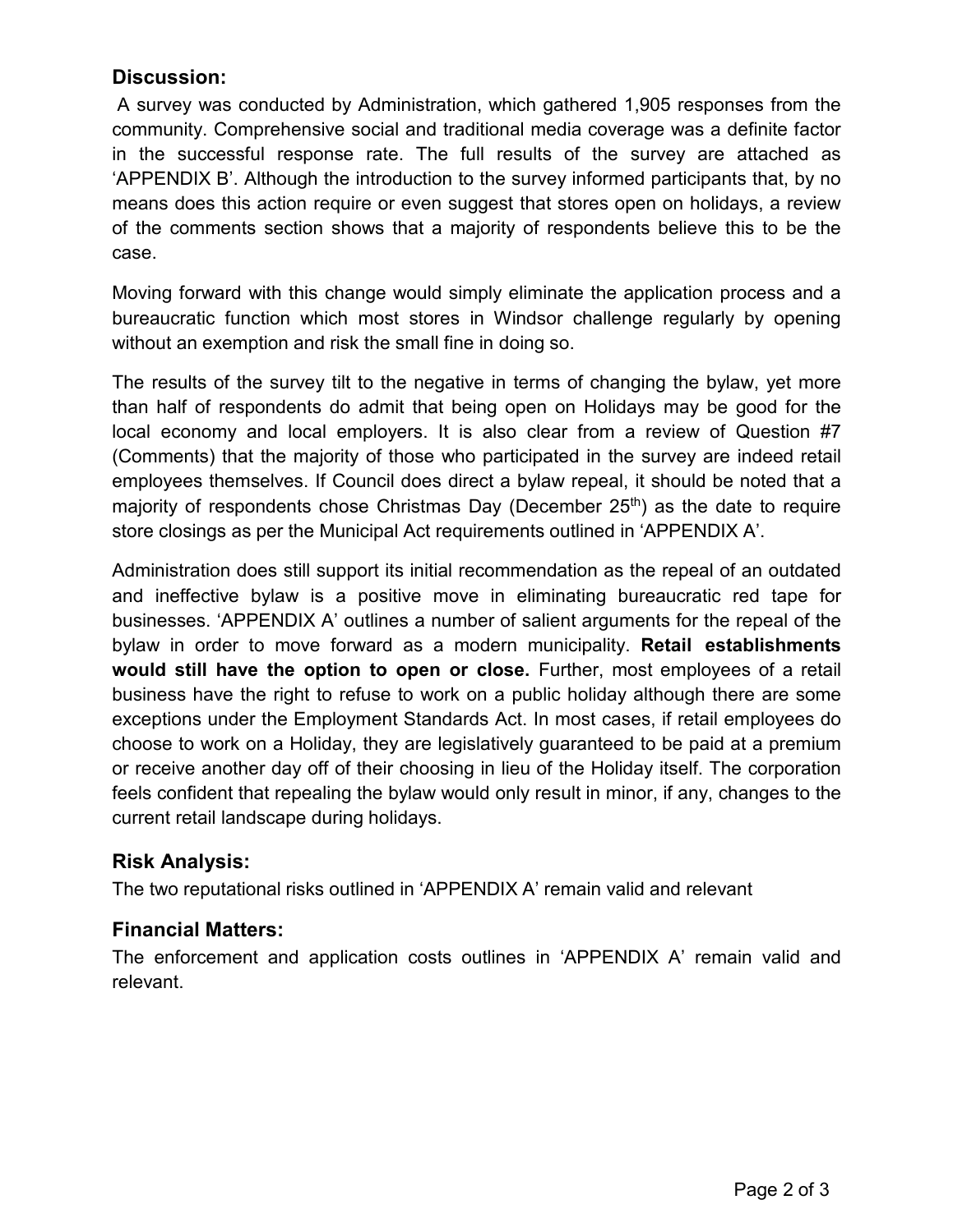## Discussion:

A survey was conducted by Administration, which gathered 1,905 responses from the community. Comprehensive social and traditional media coverage was a definite factor in the successful response rate. The full results of the survey are attached as 'APPENDIX B'. Although the introduction to the survey informed participants that, by no means does this action require or even suggest that stores open on holidays, a review of the comments section shows that a majority of respondents believe this to be the case.

Moving forward with this change would simply eliminate the application process and a bureaucratic function which most stores in Windsor challenge regularly by opening without an exemption and risk the small fine in doing so.

The results of the survey tilt to the negative in terms of changing the bylaw, yet more than half of respondents do admit that being open on Holidays may be good for the local economy and local employers. It is also clear from a review of Question #7 (Comments) that the majority of those who participated in the survey are indeed retail employees themselves. If Council does direct a bylaw repeal, it should be noted that a majority of respondents chose Christmas Day (December 25th) as the date to require store closings as per the Municipal Act requirements outlined in 'APPENDIX A'.

Administration does still support its initial recommendation as the repeal of an outdated and ineffective bylaw is a positive move in eliminating bureaucratic red tape for businesses. 'APPENDIX A' outlines a number of salient arguments for the repeal of the bylaw in order to move forward as a modern municipality. **Retail establishments would still have the option to open or close.** Further, most employees of a retail business have the right to refuse to work on a public holiday although there are some exceptions under the Employment Standards Act. In most cases, if retail employees do choose to work on a Holiday, they are legislatively guaranteed to be paid at a premium or receive another day off of their choosing in lieu of the Holiday itself. The corporation feels confident that repealing the bylaw would only result in minor, if any, changes to the current retail landscape during holidays.

## Risk Analysis:

The two reputational risks outlined in 'APPENDIX A' remain valid and relevant

## Financial Matters:

The enforcement and application costs outlines in 'APPENDIX A' remain valid and relevant.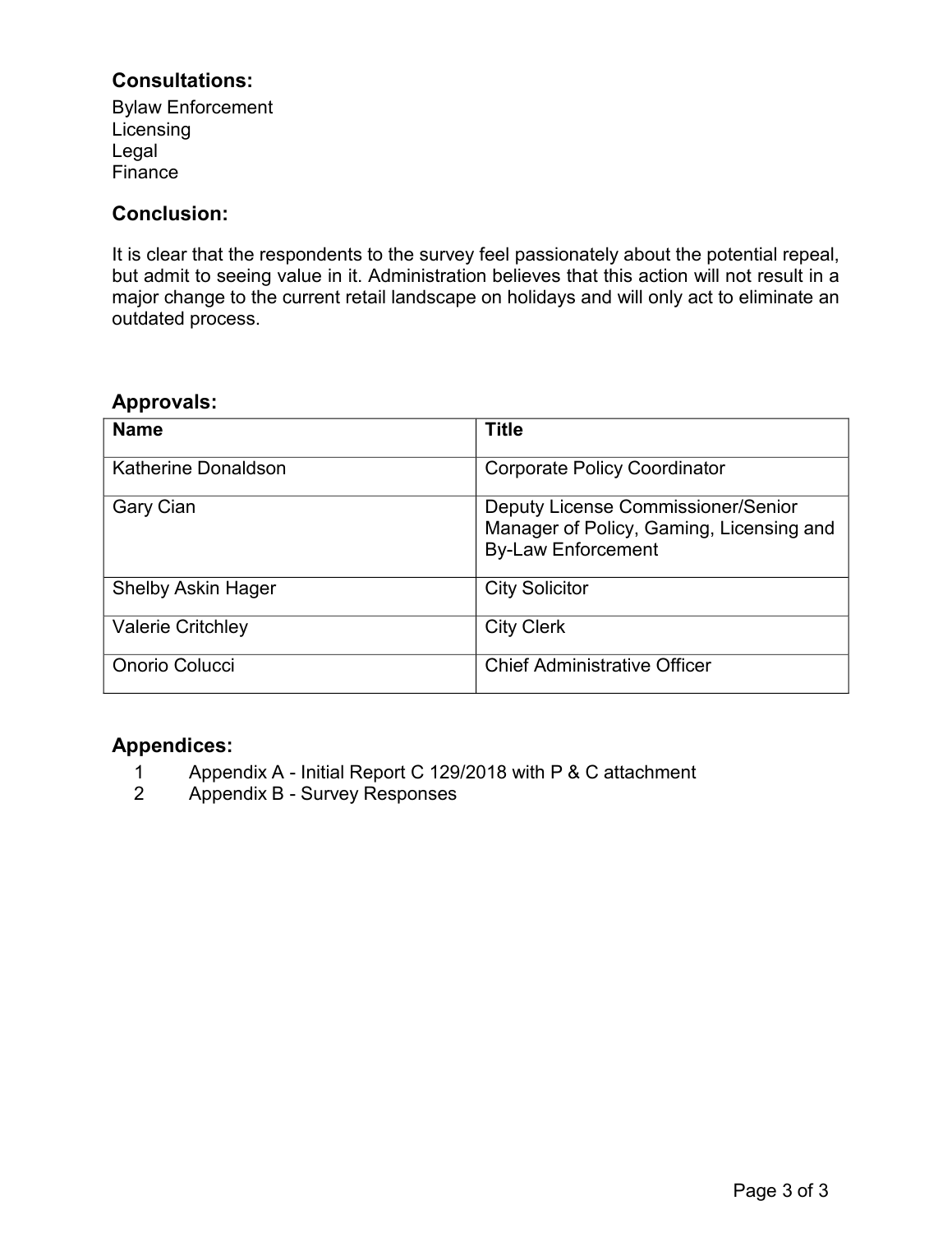## Consultations:

Bylaw Enforcement
Licensing
Legal
Finance

## Conclusion:

It is clear that the respondents to the survey feel passionately about the potential repeal, but admit to seeing value in it. Administration believes that this action will not result in a major change to the current retail landscape on holidays and will only act to eliminate an outdated process.

## Approvals:

| Name | Title |
|---|---|
| Katherine Donaldson | Corporate Policy Coordinator |
| Gary Cian | Deputy License Commissioner/Senior Manager of Policy, Gaming, Licensing and By-Law Enforcement |
| Shelby Askin Hager | City Solicitor |
| Valerie Critchley | City Clerk |
| Onorio Colucci | Chief Administrative Officer |

## Appendices:

1. Appendix A - Initial Report C 129/2018 with P & C attachment
2. Appendix B - Survey Responses